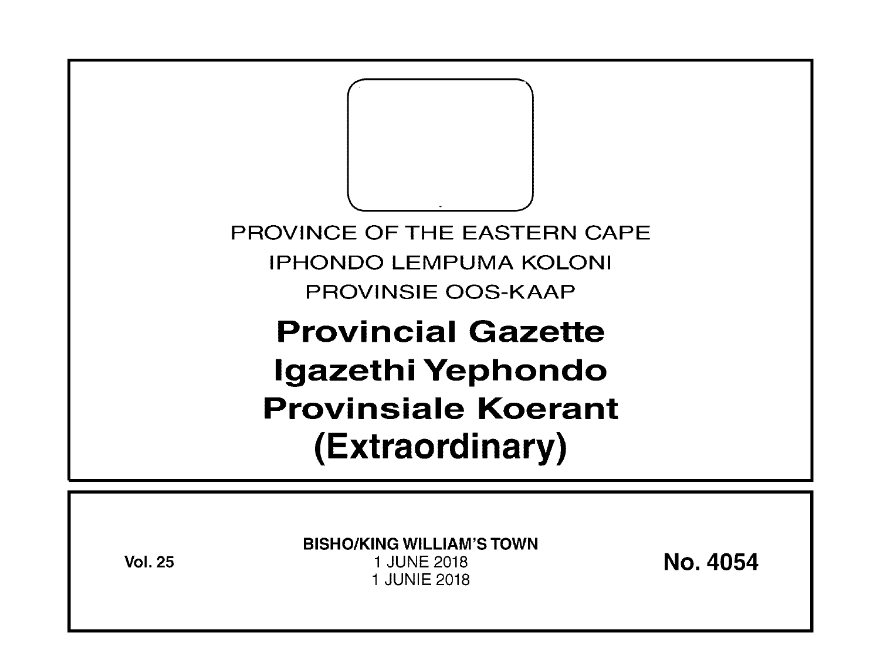PROVINCE OF THE EASTERN CAPE

IPHONDO LEMPUMA KOLONI

PROVINSIE OOS-KAAP

# Provincial Gazette
# Igazethi Yephondo
# Provinsiale Koerant
# (Extraordinary)

**Vol. 25**

**BISHO/KING WILLIAM'S TOWN**
1 JUNE 2018
1 JUNIE 2018

**No. 4054**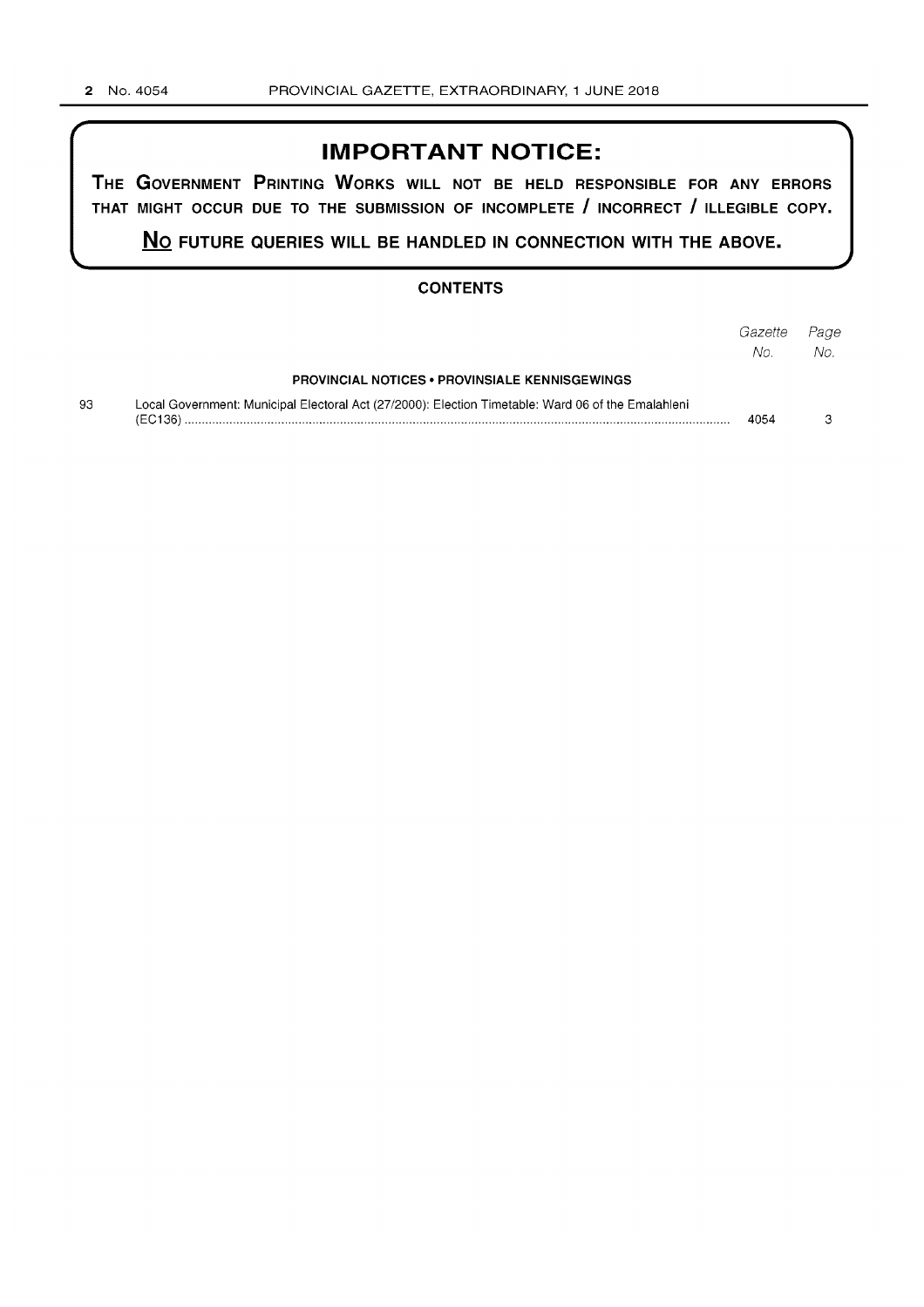# IMPORTANT NOTICE:

**THE GOVERNMENT PRINTING WORKS WILL NOT BE HELD RESPONSIBLE FOR ANY ERRORS THAT MIGHT OCCUR DUE TO THE SUBMISSION OF INCOMPLETE / INCORRECT / ILLEGIBLE COPY.**

**<u>NO</u> FUTURE QUERIES WILL BE HANDLED IN CONNECTION WITH THE ABOVE.**

## CONTENTS

| | | *Gazette No.* | *Page No.* |
|---|---|---|---|
| | **PROVINCIAL NOTICES • PROVINSIALE KENNISGEWINGS** | | |
| 93 | Local Government: Municipal Electoral Act (27/2000): Election Timetable: Ward 06 of the Emalahleni (EC136) | 4054 | 3 |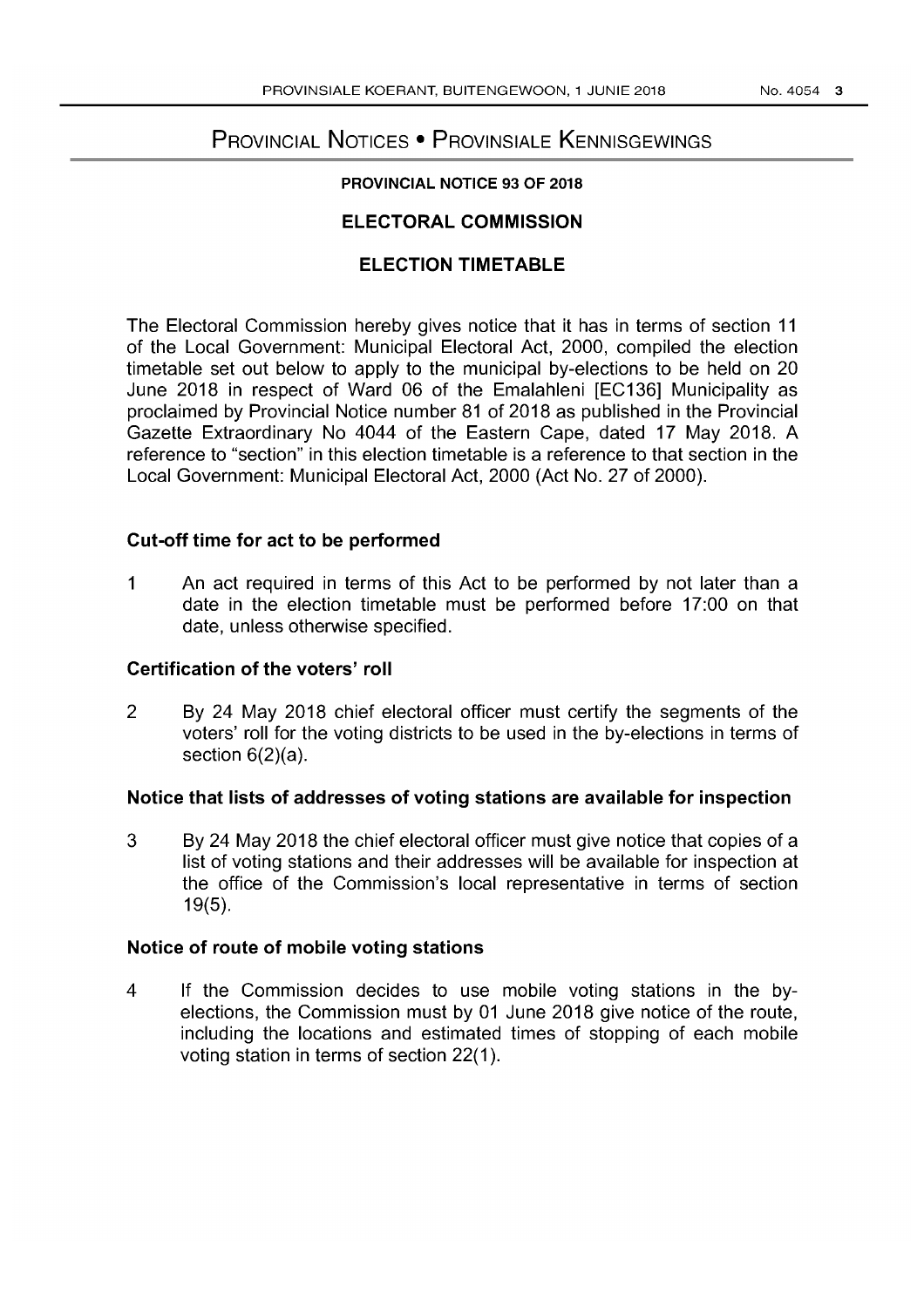# Provincial Notices • Provinsiale Kennisgewings

**PROVINCIAL NOTICE 93 OF 2018**

## ELECTORAL COMMISSION

## ELECTION TIMETABLE

The Electoral Commission hereby gives notice that it has in terms of section 11 of the Local Government: Municipal Electoral Act, 2000, compiled the election timetable set out below to apply to the municipal by-elections to be held on 20 June 2018 in respect of Ward 06 of the Emalahleni [EC136] Municipality as proclaimed by Provincial Notice number 81 of 2018 as published in the Provincial Gazette Extraordinary No 4044 of the Eastern Cape, dated 17 May 2018. A reference to "section" in this election timetable is a reference to that section in the Local Government: Municipal Electoral Act, 2000 (Act No. 27 of 2000).

### Cut-off time for act to be performed

1 An act required in terms of this Act to be performed by not later than a date in the election timetable must be performed before 17:00 on that date, unless otherwise specified.

### Certification of the voters' roll

2 By 24 May 2018 chief electoral officer must certify the segments of the voters' roll for the voting districts to be used in the by-elections in terms of section 6(2)(a).

### Notice that lists of addresses of voting stations are available for inspection

3 By 24 May 2018 the chief electoral officer must give notice that copies of a list of voting stations and their addresses will be available for inspection at the office of the Commission's local representative in terms of section 19(5).

### Notice of route of mobile voting stations

4 If the Commission decides to use mobile voting stations in the by-elections, the Commission must by 01 June 2018 give notice of the route, including the locations and estimated times of stopping of each mobile voting station in terms of section 22(1).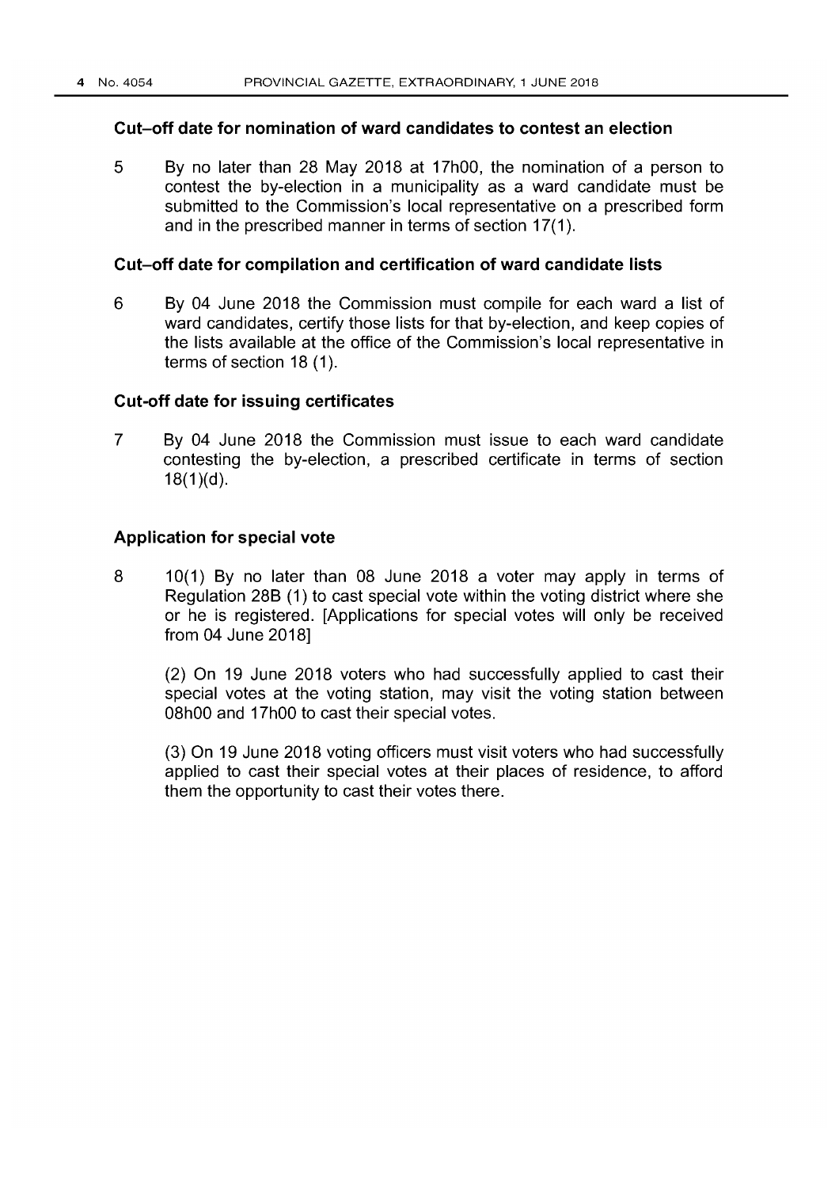### Cut–off date for nomination of ward candidates to contest an election

5 By no later than 28 May 2018 at 17h00, the nomination of a person to contest the by-election in a municipality as a ward candidate must be submitted to the Commission's local representative on a prescribed form and in the prescribed manner in terms of section 17(1).

### Cut–off date for compilation and certification of ward candidate lists

6 By 04 June 2018 the Commission must compile for each ward a list of ward candidates, certify those lists for that by-election, and keep copies of the lists available at the office of the Commission's local representative in terms of section 18 (1).

### Cut-off date for issuing certificates

7 By 04 June 2018 the Commission must issue to each ward candidate contesting the by-election, a prescribed certificate in terms of section 18(1)(d).

### Application for special vote

8 10(1) By no later than 08 June 2018 a voter may apply in terms of Regulation 28B (1) to cast special vote within the voting district where she or he is registered. [Applications for special votes will only be received from 04 June 2018]

(2) On 19 June 2018 voters who had successfully applied to cast their special votes at the voting station, may visit the voting station between 08h00 and 17h00 to cast their special votes.

(3) On 19 June 2018 voting officers must visit voters who had successfully applied to cast their special votes at their places of residence, to afford them the opportunity to cast their votes there.